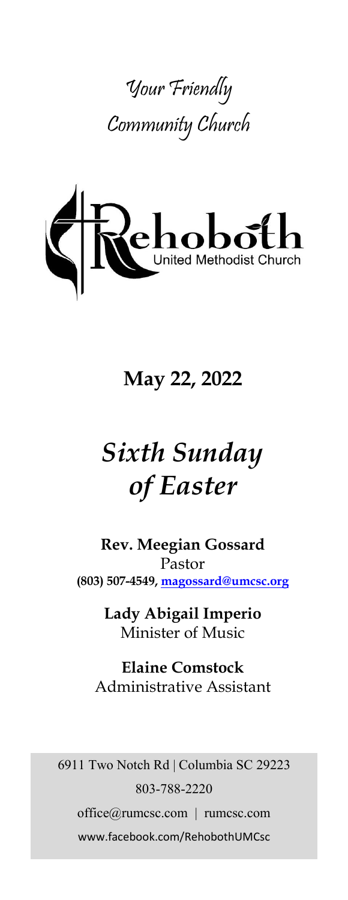# Your Friendly Community Church

Rehoboth United Methodist Church

**May 22, 2022**

# *Sixth Sunday of Easter*

**Rev. Meegian Gossard**
Pastor
**(803) 507-4549, magossard@umcsc.org**

**Lady Abigail Imperio**
Minister of Music

**Elaine Comstock**
Administrative Assistant

6911 Two Notch Rd | Columbia SC 29223
803-788-2220
office@rumcsc.com | rumcsc.com
www.facebook.com/RehobothUMCsc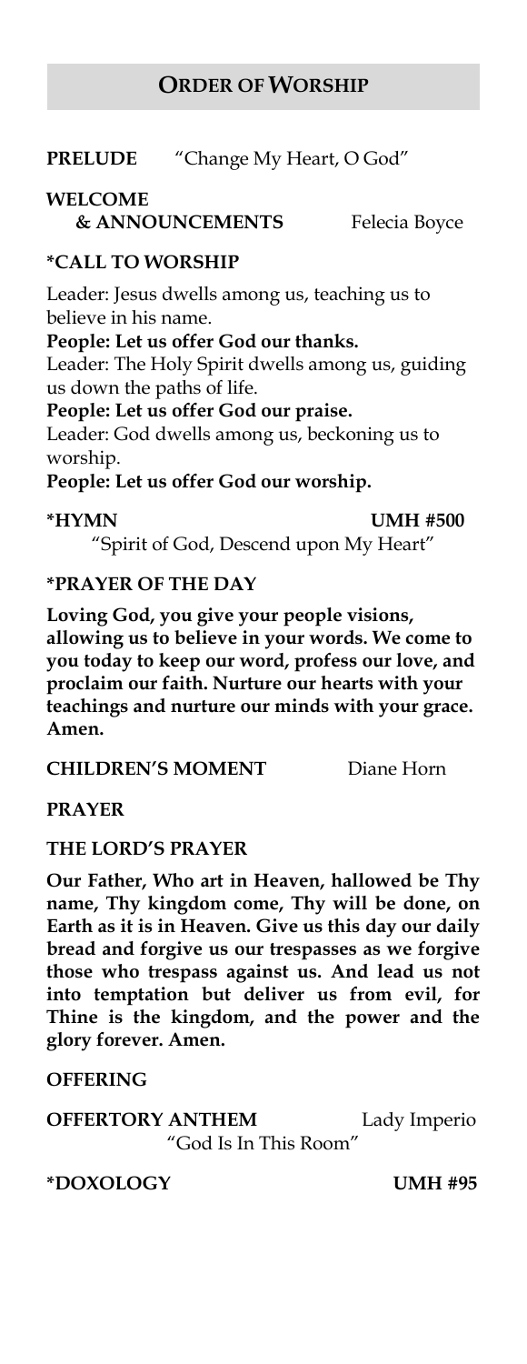## Order of Worship

**PRELUDE** "Change My Heart, O God"

**WELCOME & ANNOUNCEMENTS** Felecia Boyce

**\*CALL TO WORSHIP**

Leader: Jesus dwells among us, teaching us to believe in his name.

**People: Let us offer God our thanks.**

Leader: The Holy Spirit dwells among us, guiding us down the paths of life.

**People: Let us offer God our praise.**

Leader: God dwells among us, beckoning us to worship.

**People: Let us offer God our worship.**

**\*HYMN** **UMH #500**

"Spirit of God, Descend upon My Heart"

**\*PRAYER OF THE DAY**

**Loving God, you give your people visions, allowing us to believe in your words. We come to you today to keep our word, profess our love, and proclaim our faith. Nurture our hearts with your teachings and nurture our minds with your grace. Amen.**

**CHILDREN'S MOMENT** Diane Horn

**PRAYER**

**THE LORD'S PRAYER**

**Our Father, Who art in Heaven, hallowed be Thy name, Thy kingdom come, Thy will be done, on Earth as it is in Heaven. Give us this day our daily bread and forgive us our trespasses as we forgive those who trespass against us. And lead us not into temptation but deliver us from evil, for Thine is the kingdom, and the power and the glory forever. Amen.**

**OFFERING**

**OFFERTORY ANTHEM** Lady Imperio

"God Is In This Room"

**\*DOXOLOGY** **UMH #95**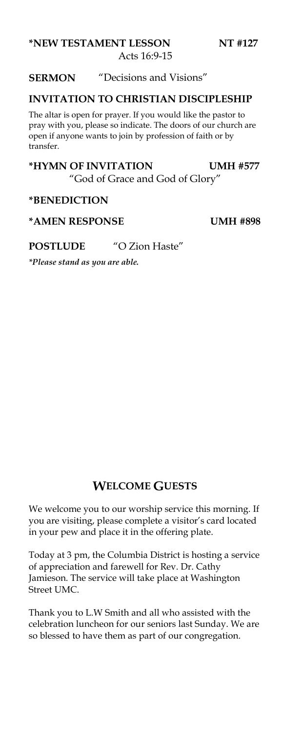**\*NEW TESTAMENT LESSON** **NT #127**
Acts 16:9-15

**SERMON** "Decisions and Visions"

**INVITATION TO CHRISTIAN DISCIPLESHIP**

The altar is open for prayer. If you would like the pastor to pray with you, please so indicate. The doors of our church are open if anyone wants to join by profession of faith or by transfer.

**\*HYMN OF INVITATION** **UMH #577**
"God of Grace and God of Glory"

**\*BENEDICTION**

**\*AMEN RESPONSE** **UMH #898**

**POSTLUDE** "O Zion Haste"

*\*Please stand as you are able.*

## WELCOME GUESTS

We welcome you to our worship service this morning. If you are visiting, please complete a visitor's card located in your pew and place it in the offering plate.

Today at 3 pm, the Columbia District is hosting a service of appreciation and farewell for Rev. Dr. Cathy Jamieson. The service will take place at Washington Street UMC.

Thank you to L.W Smith and all who assisted with the celebration luncheon for our seniors last Sunday. We are so blessed to have them as part of our congregation.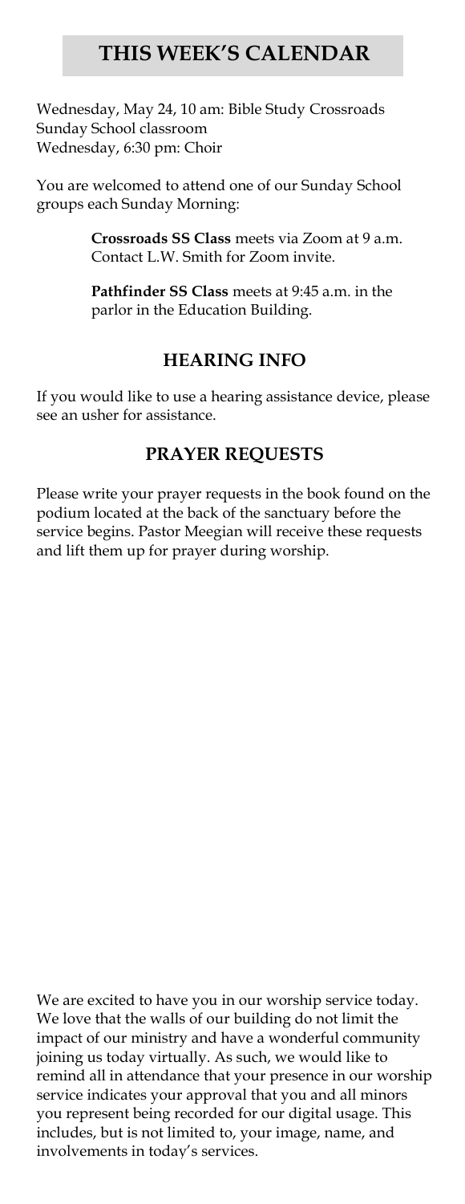## THIS WEEK'S CALENDAR

Wednesday, May 24, 10 am: Bible Study Crossroads Sunday School classroom
Wednesday, 6:30 pm: Choir

You are welcomed to attend one of our Sunday School groups each Sunday Morning:

> **Crossroads SS Class** meets via Zoom at 9 a.m. Contact L.W. Smith for Zoom invite.
>
> **Pathfinder SS Class** meets at 9:45 a.m. in the parlor in the Education Building.

## HEARING INFO

If you would like to use a hearing assistance device, please see an usher for assistance.

## PRAYER REQUESTS

Please write your prayer requests in the book found on the podium located at the back of the sanctuary before the service begins. Pastor Meegian will receive these requests and lift them up for prayer during worship.

We are excited to have you in our worship service today. We love that the walls of our building do not limit the impact of our ministry and have a wonderful community joining us today virtually. As such, we would like to remind all in attendance that your presence in our worship service indicates your approval that you and all minors you represent being recorded for our digital usage. This includes, but is not limited to, your image, name, and involvements in today's services.